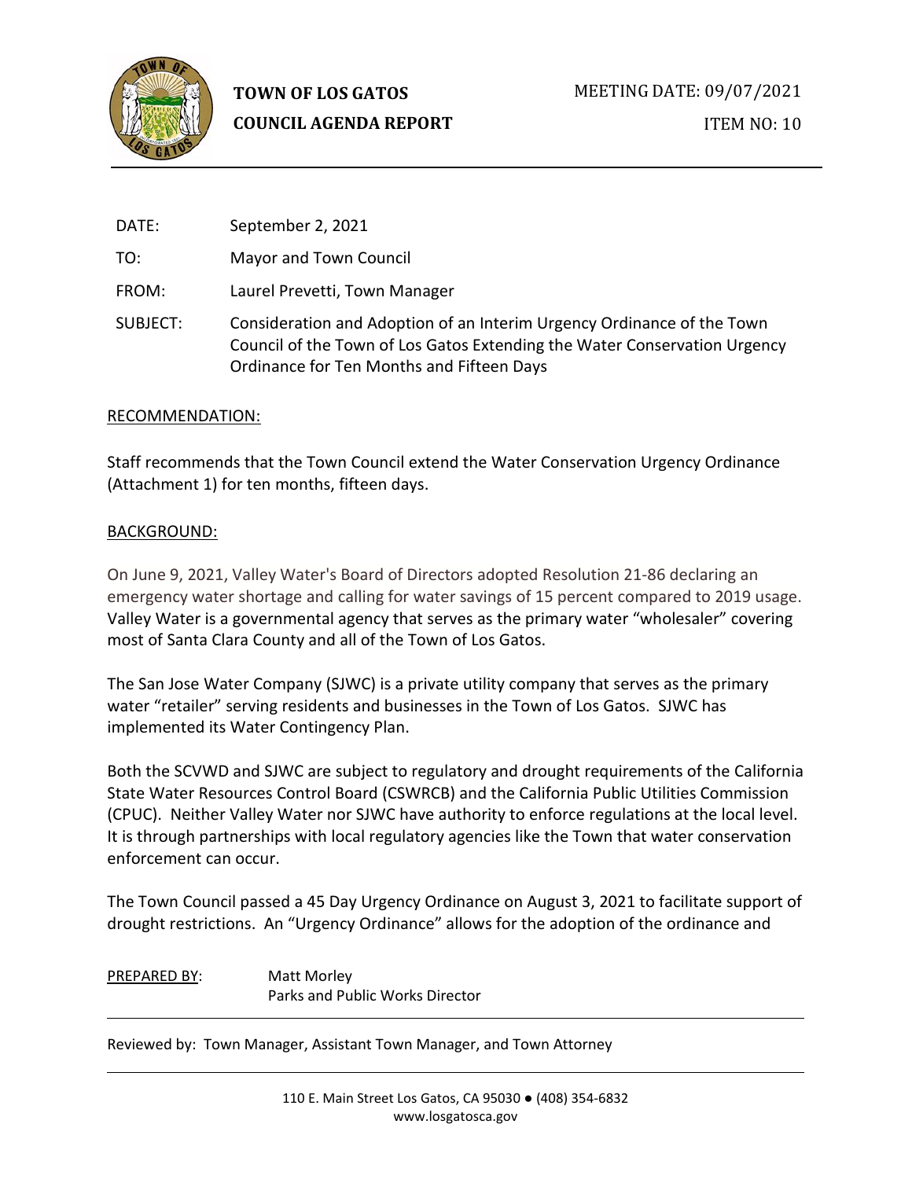**TOWN OF LOS GATOS**
**COUNCIL AGENDA REPORT**

MEETING DATE: 09/07/2021

ITEM NO: 10

DATE: September 2, 2021

TO: Mayor and Town Council

FROM: Laurel Prevetti, Town Manager

SUBJECT: Consideration and Adoption of an Interim Urgency Ordinance of the Town Council of the Town of Los Gatos Extending the Water Conservation Urgency Ordinance for Ten Months and Fifteen Days

RECOMMENDATION:

Staff recommends that the Town Council extend the Water Conservation Urgency Ordinance (Attachment 1) for ten months, fifteen days.

BACKGROUND:

On June 9, 2021, Valley Water's Board of Directors adopted Resolution 21-86 declaring an emergency water shortage and calling for water savings of 15 percent compared to 2019 usage. Valley Water is a governmental agency that serves as the primary water "wholesaler" covering most of Santa Clara County and all of the Town of Los Gatos.

The San Jose Water Company (SJWC) is a private utility company that serves as the primary water "retailer" serving residents and businesses in the Town of Los Gatos. SJWC has implemented its Water Contingency Plan.

Both the SCVWD and SJWC are subject to regulatory and drought requirements of the California State Water Resources Control Board (CSWRCB) and the California Public Utilities Commission (CPUC). Neither Valley Water nor SJWC have authority to enforce regulations at the local level. It is through partnerships with local regulatory agencies like the Town that water conservation enforcement can occur.

The Town Council passed a 45 Day Urgency Ordinance on August 3, 2021 to facilitate support of drought restrictions. An "Urgency Ordinance" allows for the adoption of the ordinance and

PREPARED BY: Matt Morley
Parks and Public Works Director

Reviewed by: Town Manager, Assistant Town Manager, and Town Attorney

110 E. Main Street Los Gatos, CA 95030 ● (408) 354-6832
www.losgatosca.gov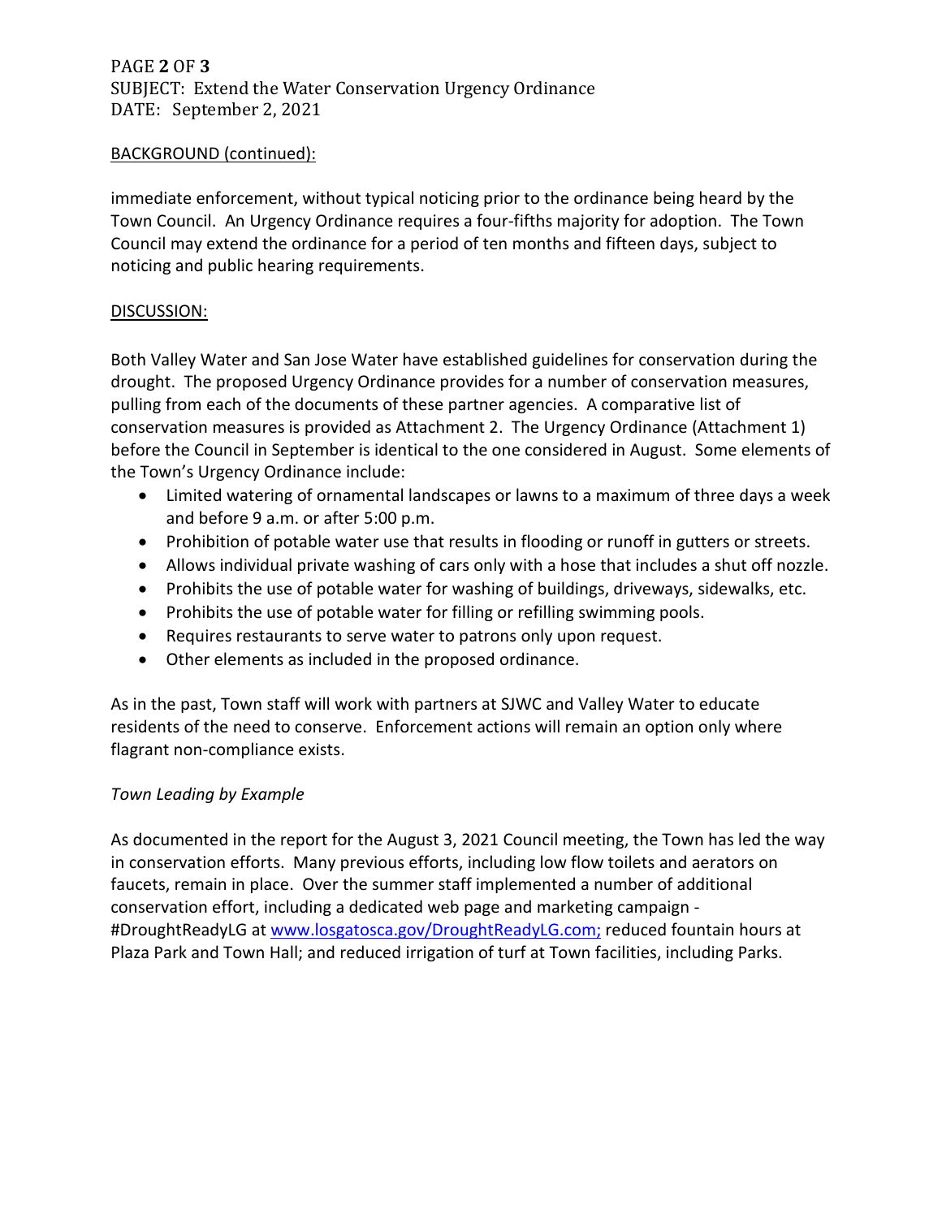## BACKGROUND (continued):

immediate enforcement, without typical noticing prior to the ordinance being heard by the Town Council. An Urgency Ordinance requires a four-fifths majority for adoption. The Town Council may extend the ordinance for a period of ten months and fifteen days, subject to noticing and public hearing requirements.

## DISCUSSION:

Both Valley Water and San Jose Water have established guidelines for conservation during the drought. The proposed Urgency Ordinance provides for a number of conservation measures, pulling from each of the documents of these partner agencies. A comparative list of conservation measures is provided as Attachment 2. The Urgency Ordinance (Attachment 1) before the Council in September is identical to the one considered in August. Some elements of the Town's Urgency Ordinance include:

- Limited watering of ornamental landscapes or lawns to a maximum of three days a week and before 9 a.m. or after 5:00 p.m.
- Prohibition of potable water use that results in flooding or runoff in gutters or streets.
- Allows individual private washing of cars only with a hose that includes a shut off nozzle.
- Prohibits the use of potable water for washing of buildings, driveways, sidewalks, etc.
- Prohibits the use of potable water for filling or refilling swimming pools.
- Requires restaurants to serve water to patrons only upon request.
- Other elements as included in the proposed ordinance.

As in the past, Town staff will work with partners at SJWC and Valley Water to educate residents of the need to conserve. Enforcement actions will remain an option only where flagrant non-compliance exists.

*Town Leading by Example*

As documented in the report for the August 3, 2021 Council meeting, the Town has led the way in conservation efforts. Many previous efforts, including low flow toilets and aerators on faucets, remain in place. Over the summer staff implemented a number of additional conservation effort, including a dedicated web page and marketing campaign - #DroughtReadyLG at [www.losgatosca.gov/DroughtReadyLG.com;](www.losgatosca.gov/DroughtReadyLG.com) reduced fountain hours at Plaza Park and Town Hall; and reduced irrigation of turf at Town facilities, including Parks.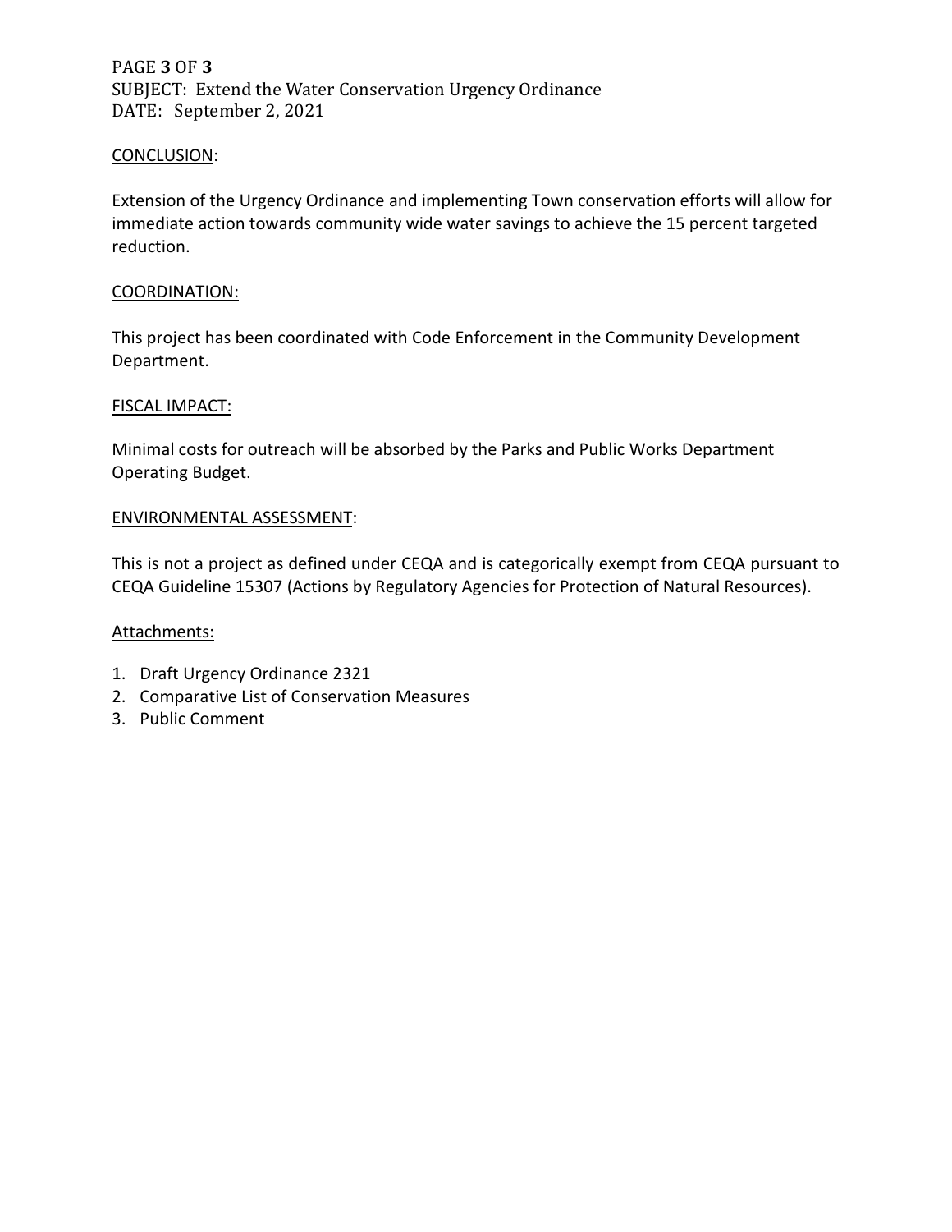CONCLUSION:

Extension of the Urgency Ordinance and implementing Town conservation efforts will allow for immediate action towards community wide water savings to achieve the 15 percent targeted reduction.

COORDINATION:

This project has been coordinated with Code Enforcement in the Community Development Department.

FISCAL IMPACT:

Minimal costs for outreach will be absorbed by the Parks and Public Works Department Operating Budget.

ENVIRONMENTAL ASSESSMENT:

This is not a project as defined under CEQA and is categorically exempt from CEQA pursuant to CEQA Guideline 15307 (Actions by Regulatory Agencies for Protection of Natural Resources).

Attachments:

1. Draft Urgency Ordinance 2321
2. Comparative List of Conservation Measures
3. Public Comment